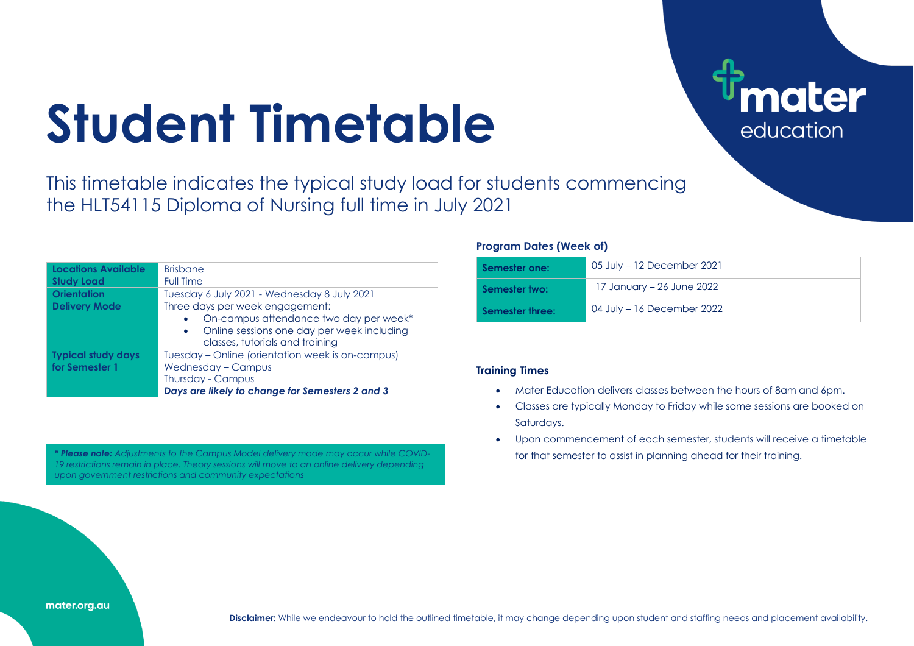# Student Timetable

mater education

This timetable indicates the typical study load for students commencing the HLT54115 Diploma of Nursing full time in July 2021

| | |
|---|---|
| **Locations Available** | Brisbane |
| **Study Load** | Full Time |
| **Orientation** | Tuesday 6 July 2021 - Wednesday 8 July 2021 |
| **Delivery Mode** | Three days per week engagement:<br>• On-campus attendance two day per week*<br>• Online sessions one day per week including classes, tutorials and training |
| **Typical study days for Semester 1** | Tuesday – Online (orientation week is on-campus)<br>Wednesday – Campus<br>Thursday - Campus<br>***Days are likely to change for Semesters 2 and 3*** |

***Please note:** Adjustments to the Campus Model delivery mode may occur while COVID-19 restrictions remain in place. Theory sessions will move to an online delivery depending upon government restrictions and community expectations*

### Program Dates (Week of)

| | |
|---|---|
| **Semester one:** | 05 July – 12 December 2021 |
| **Semester two:** | 17 January – 26 June 2022 |
| **Semester three:** | 04 July – 16 December 2022 |

### Training Times

- Mater Education delivers classes between the hours of 8am and 6pm.
- Classes are typically Monday to Friday while some sessions are booked on Saturdays.
- Upon commencement of each semester, students will receive a timetable for that semester to assist in planning ahead for their training.

mater.org.au

**Disclaimer:** While we endeavour to hold the outlined timetable, it may change depending upon student and staffing needs and placement availability.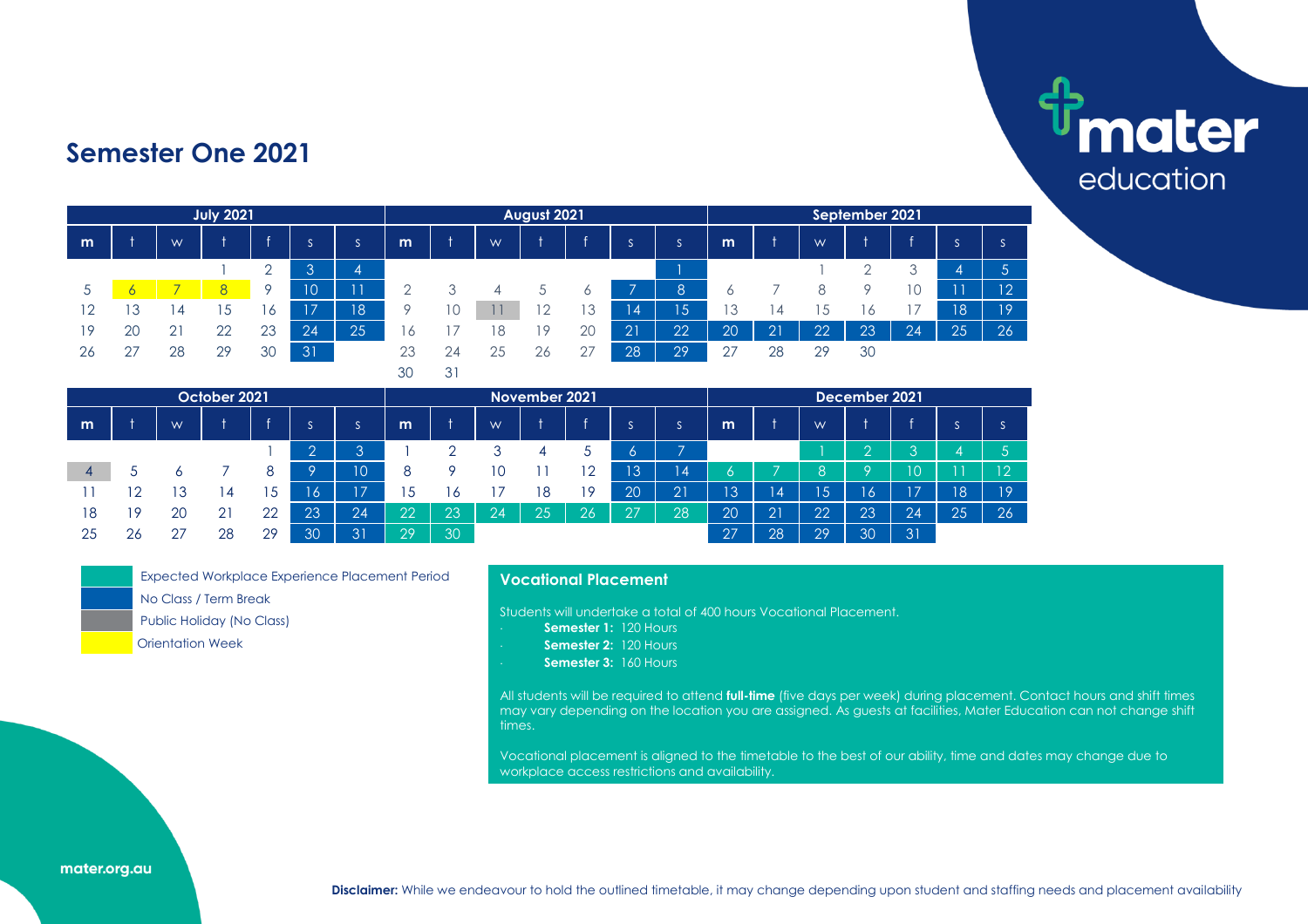## Semester One 2021

mater education

| July 2021 | | | | | | |
|---|---|---|---|---|---|---|
| m | t | w | t | f | s | s |
| | | | 1 | 2 | 3 | 4 |
| 5 | 6 | 7 | 8 | 9 | 10 | 11 |
| 12 | 13 | 14 | 15 | 16 | 17 | 18 |
| 19 | 20 | 21 | 22 | 23 | 24 | 25 |
| 26 | 27 | 28 | 29 | 30 | 31 | |

| August 2021 | | | | | | |
|---|---|---|---|---|---|---|
| m | t | w | t | f | s | s |
| | | | | | | 1 |
| 2 | 3 | 4 | 5 | 6 | 7 | 8 |
| 9 | 10 | 11 | 12 | 13 | 14 | 15 |
| 16 | 17 | 18 | 19 | 20 | 21 | 22 |
| 23 | 24 | 25 | 26 | 27 | 28 | 29 |
| 30 | 31 | | | | | |

| September 2021 | | | | | | |
|---|---|---|---|---|---|---|
| m | t | w | t | f | s | s |
| | | 1 | 2 | 3 | 4 | 5 |
| 6 | 7 | 8 | 9 | 10 | 11 | 12 |
| 13 | 14 | 15 | 16 | 17 | 18 | 19 |
| 20 | 21 | 22 | 23 | 24 | 25 | 26 |
| 27 | 28 | 29 | 30 | | | |

| October 2021 | | | | | | |
|---|---|---|---|---|---|---|
| m | t | w | t | f | s | s |
| | | | | 1 | 2 | 3 |
| 4 | 5 | 6 | 7 | 8 | 9 | 10 |
| 11 | 12 | 13 | 14 | 15 | 16 | 17 |
| 18 | 19 | 20 | 21 | 22 | 23 | 24 |
| 25 | 26 | 27 | 28 | 29 | 30 | 31 |

| November 2021 | | | | | | |
|---|---|---|---|---|---|---|
| m | t | w | t | f | s | s |
| 1 | 2 | 3 | 4 | 5 | 6 | 7 |
| 8 | 9 | 10 | 11 | 12 | 13 | 14 |
| 15 | 16 | 17 | 18 | 19 | 20 | 21 |
| 22 | 23 | 24 | 25 | 26 | 27 | 28 |
| 29 | 30 | | | | | |

| December 2021 | | | | | | |
|---|---|---|---|---|---|---|
| m | t | w | t | f | s | s |
| | | 1 | 2 | 3 | 4 | 5 |
| 6 | 7 | 8 | 9 | 10 | 11 | 12 |
| 13 | 14 | 15 | 16 | 17 | 18 | 19 |
| 20 | 21 | 22 | 23 | 24 | 25 | 26 |
| 27 | 28 | 29 | 30 | 31 | | |

- Expected Workplace Experience Placement Period
- No Class / Term Break
- Public Holiday (No Class)
- Orientation Week

### Vocational Placement

Students will undertake a total of 400 hours Vocational Placement.

- **Semester 1:** 120 Hours
- **Semester 2:** 120 Hours
- **Semester 3:** 160 Hours

All students will be required to attend **full-time** (five days per week) during placement. Contact hours and shift times may vary depending on the location you are assigned. As guests at facilities, Mater Education can not change shift times.

Vocational placement is aligned to the timetable to the best of our ability, time and dates may change due to workplace access restrictions and availability.

mater.org.au

**Disclaimer:** While we endeavour to hold the outlined timetable, it may change depending upon student and staffing needs and placement availability